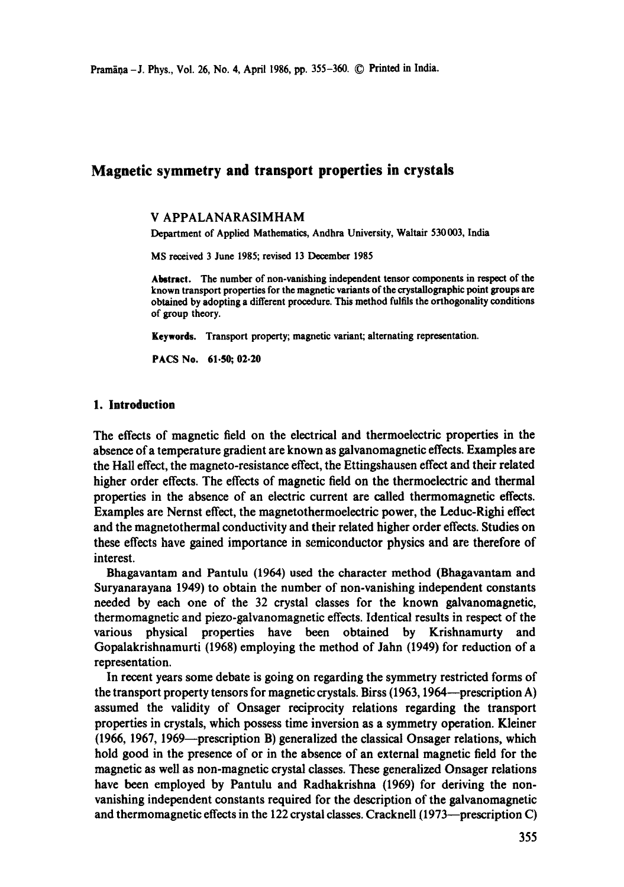# Magnetic symmetry and transport properties in crystals

V APPALANARASIMHAM

Department of Applied Mathematics, Andhra University, Waltair 530003, India

MS received 3 June 1985; revised 13 December 1985

**Abstract.** The number of non-vanishing independent tensor components in respect of the known transport properties for the magnetic variants of the crystallographic point groups are obtained by adopting a different procedure. This method fulfils the orthogonality conditions of group theory.

**Keywords.** Transport property; magnetic variant; alternating representation.

**PACS No.** 61·50; 02·20

## 1. Introduction

The effects of magnetic field on the electrical and thermoelectric properties in the absence of a temperature gradient are known as galvanomagnetic effects. Examples are the Hall effect, the magneto-resistance effect, the Ettingshausen effect and their related higher order effects. The effects of magnetic field on the thermoelectric and thermal properties in the absence of an electric current are called thermomagnetic effects. Examples are Nernst effect, the magnetothermoelectric power, the Leduc-Righi effect and the magnetothermal conductivity and their related higher order effects. Studies on these effects have gained importance in semiconductor physics and are therefore of interest.

Bhagavantam and Pantulu (1964) used the character method (Bhagavantam and Suryanarayana 1949) to obtain the number of non-vanishing independent constants needed by each one of the 32 crystal classes for the known galvanomagnetic, thermomagnetic and piezo-galvanomagnetic effects. Identical results in respect of the various physical properties have been obtained by Krishnamurty and Gopalakrishnamurti (1968) employing the method of Jahn (1949) for reduction of a representation.

In recent years some debate is going on regarding the symmetry restricted forms of the transport property tensors for magnetic crystals. Birss (1963, 1964—prescription A) assumed the validity of Onsager reciprocity relations regarding the transport properties in crystals, which possess time inversion as a symmetry operation. Kleiner (1966, 1967, 1969—prescription B) generalized the classical Onsager relations, which hold good in the presence of or in the absence of an external magnetic field for the magnetic as well as non-magnetic crystal classes. These generalized Onsager relations have been employed by Pantulu and Radhakrishna (1969) for deriving the non-vanishing independent constants required for the description of the galvanomagnetic and thermomagnetic effects in the 122 crystal classes. Cracknell (1973—prescription C)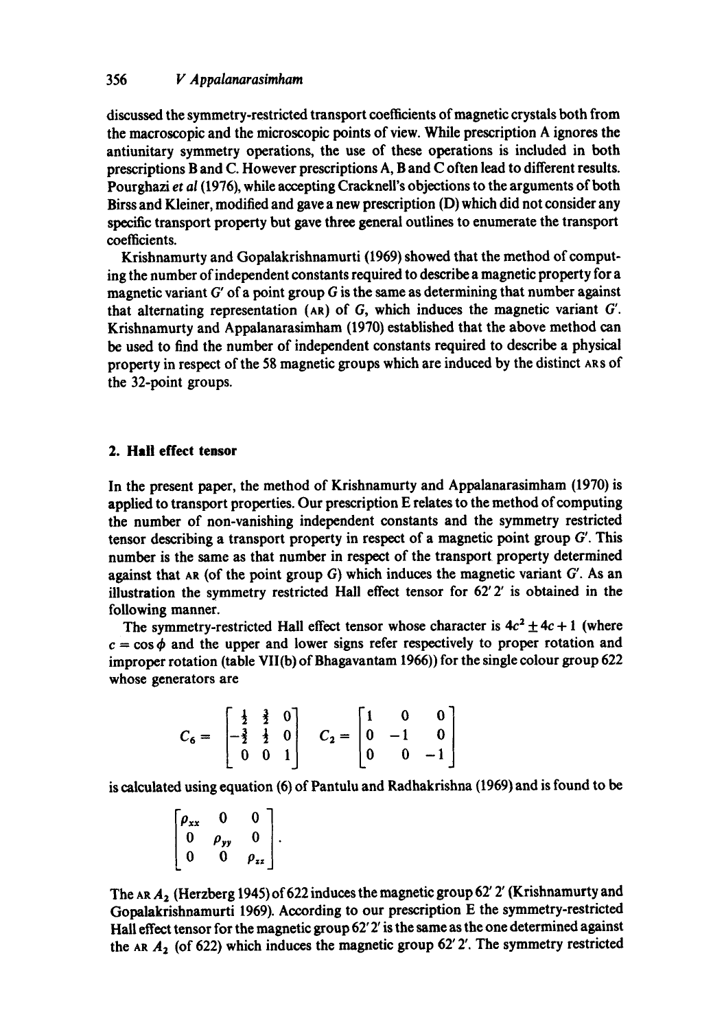discussed the symmetry-restricted transport coefficients of magnetic crystals both from the macroscopic and the microscopic points of view. While prescription A ignores the antiunitary symmetry operations, the use of these operations is included in both prescriptions B and C. However prescriptions A, B and C often lead to different results. Pourghazi *et al* (1976), while accepting Cracknell's objections to the arguments of both Birss and Kleiner, modified and gave a new prescription (D) which did not consider any specific transport property but gave three general outlines to enumerate the transport coefficients.

Krishnamurty and Gopalakrishnamurti (1969) showed that the method of computing the number of independent constants required to describe a magnetic property for a magnetic variant $G'$ of a point group $G$ is the same as determining that number against that alternating representation (AR) of $G$, which induces the magnetic variant $G'$. Krishnamurty and Appalanarasimham (1970) established that the above method can be used to find the number of independent constants required to describe a physical property in respect of the 58 magnetic groups which are induced by the distinct ARs of the 32-point groups.

## 2. Hall effect tensor

In the present paper, the method of Krishnamurty and Appalanarasimham (1970) is applied to transport properties. Our prescription E relates to the method of computing the number of non-vanishing independent constants and the symmetry restricted tensor describing a transport property in respect of a magnetic point group $G'$. This number is the same as that number in respect of the transport property determined against that AR (of the point group $G$) which induces the magnetic variant $G'$. As an illustration the symmetry restricted Hall effect tensor for $62'2'$ is obtained in the following manner.

The symmetry-restricted Hall effect tensor whose character is $4c^2 \pm 4c + 1$ (where $c = \cos\phi$ and the upper and lower signs refer respectively to proper rotation and improper rotation (table VII(b) of Bhagavantam 1966)) for the single colour group 622 whose generators are

$$C_6 = \begin{bmatrix} \frac{1}{2} & \frac{\sqrt{3}}{2} & 0 \\ -\frac{\sqrt{3}}{2} & \frac{1}{2} & 0 \\ 0 & 0 & 1 \end{bmatrix} \quad C_2 = \begin{bmatrix} 1 & 0 & 0 \\ 0 & -1 & 0 \\ 0 & 0 & -1 \end{bmatrix}$$

is calculated using equation (6) of Pantulu and Radhakrishna (1969) and is found to be

$$\begin{bmatrix} \rho_{xx} & 0 & 0 \\ 0 & \rho_{yy} & 0 \\ 0 & 0 & \rho_{zz} \end{bmatrix}.$$

The AR $A_2$ (Herzberg 1945) of 622 induces the magnetic group $62'2'$ (Krishnamurty and Gopalakrishnamurti 1969). According to our prescription E the symmetry-restricted Hall effect tensor for the magnetic group $62'2'$ is the same as the one determined against the AR $A_2$ (of 622) which induces the magnetic group $62'2'$. The symmetry restricted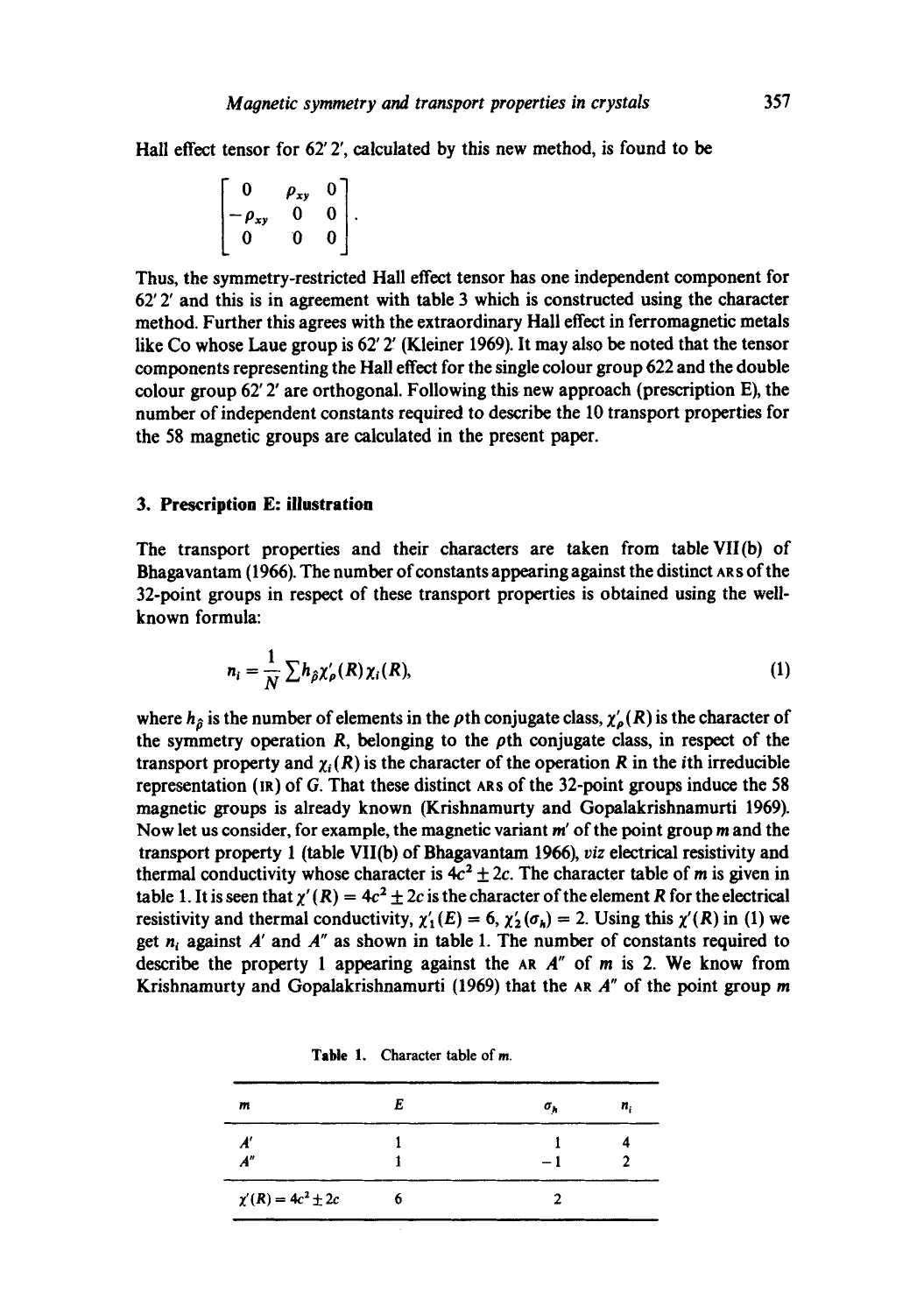Hall effect tensor for $62'2'$, calculated by this new method, is found to be

$$\begin{bmatrix} 0 & \rho_{xy} & 0 \\ -\rho_{xy} & 0 & 0 \\ 0 & 0 & 0 \end{bmatrix}.$$

Thus, the symmetry-restricted Hall effect tensor has one independent component for $62'2'$ and this is in agreement with table 3 which is constructed using the character method. Further this agrees with the extraordinary Hall effect in ferromagnetic metals like Co whose Laue group is $62'2'$ (Kleiner 1969). It may also be noted that the tensor components representing the Hall effect for the single colour group 622 and the double colour group $62'2'$ are orthogonal. Following this new approach (prescription E), the number of independent constants required to describe the 10 transport properties for the 58 magnetic groups are calculated in the present paper.

## 3. Prescription E: illustration

The transport properties and their characters are taken from table VII(b) of Bhagavantam (1966). The number of constants appearing against the distinct ARs of the 32-point groups in respect of these transport properties is obtained using the well-known formula:

$$n_i = \frac{1}{N} \sum h_{\hat{p}} \chi'_{p}(R) \chi_i(R), \tag{1}$$

where $h_{\hat{p}}$ is the number of elements in the $p$th conjugate class, $\chi'_p(R)$ is the character of the symmetry operation $R$, belonging to the $p$th conjugate class, in respect of the transport property and $\chi_i(R)$ is the character of the operation $R$ in the $i$th irreducible representation (IR) of $G$. That these distinct ARs of the 32-point groups induce the 58 magnetic groups is already known (Krishnamurty and Gopalakrishnamurti 1969). Now let us consider, for example, the magnetic variant $m'$ of the point group $m$ and the transport property 1 (table VII(b) of Bhagavantam 1966), *viz* electrical resistivity and thermal conductivity whose character is $4c^2 \pm 2c$. The character table of $m$ is given in table 1. It is seen that $\chi'(R) = 4c^2 \pm 2c$ is the character of the element $R$ for the electrical resistivity and thermal conductivity, $\chi'_1(E) = 6$, $\chi'_2(\sigma_h) = 2$. Using this $\chi'(R)$ in (1) we get $n_i$ against $A'$ and $A''$ as shown in table 1. The number of constants required to describe the property 1 appearing against the AR $A''$ of $m$ is 2. We know from Krishnamurty and Gopalakrishnamurti (1969) that the AR $A''$ of the point group $m$

**Table 1.** Character table of $m$.

| $m$ | $E$ | $\sigma_h$ | $n_i$ |
|---|---|---|---|
| $A'$ | 1 | 1 | 4 |
| $A''$ | 1 | $-1$ | 2 |
| $\chi'(R) = 4c^2 \pm 2c$ | 6 | 2 | |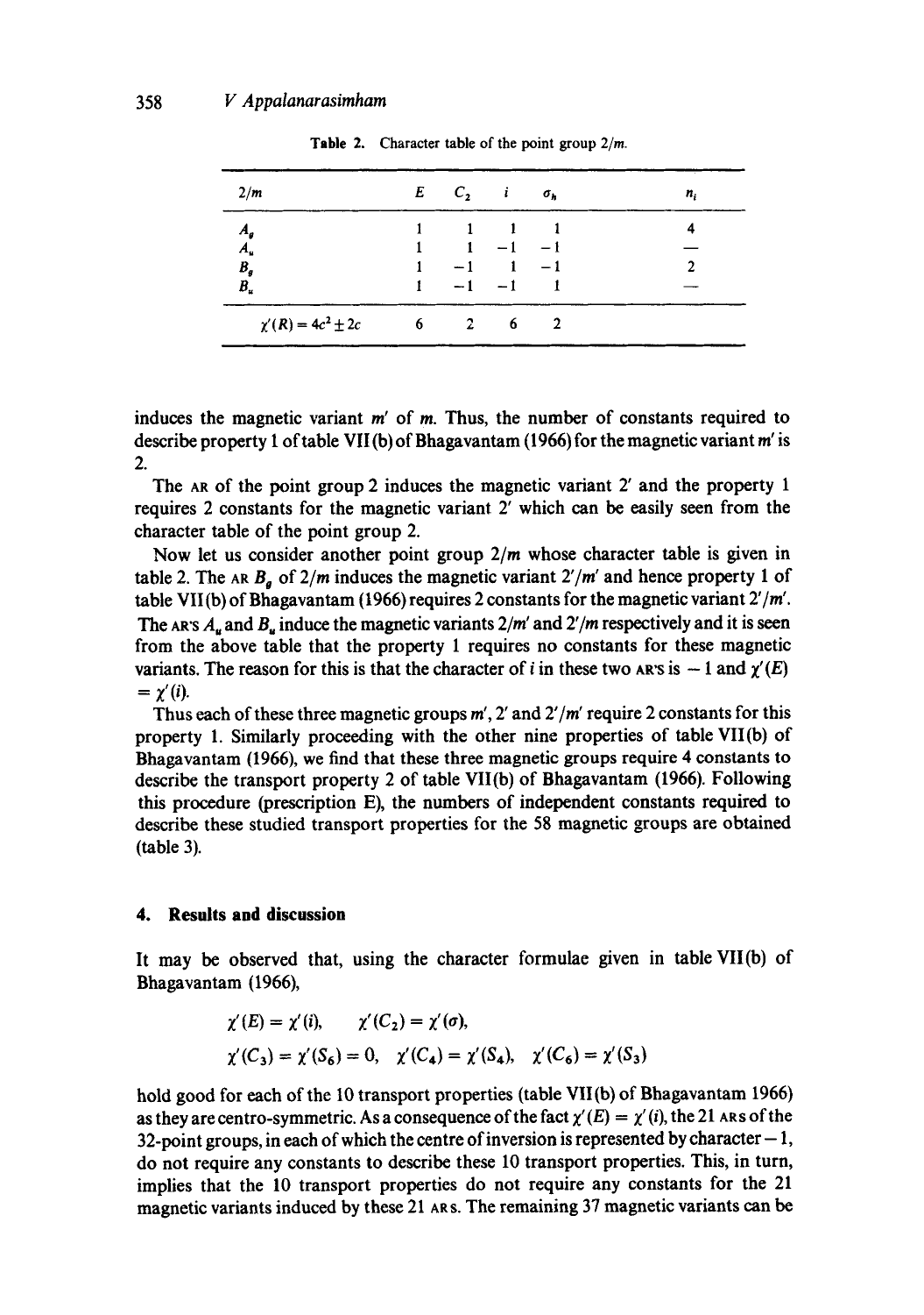Table 2. Character table of the point group $2/m$.

| $2/m$ | $E$ | $C_2$ | $i$ | $\sigma_h$ | $n_i$ |
|---|---|---|---|---|---|
| $A_g$ | 1 | 1 | 1 | 1 | 4 |
| $A_u$ | 1 | 1 | −1 | −1 | — |
| $B_g$ | 1 | −1 | 1 | −1 | 2 |
| $B_u$ | 1 | −1 | −1 | 1 | — |
| $\chi'(R) = 4c^2 \pm 2c$ | 6 | 2 | 6 | 2 | |

induces the magnetic variant $m'$ of $m$. Thus, the number of constants required to describe property 1 of table VII(b) of Bhagavantam (1966) for the magnetic variant $m'$ is 2.

The AR of the point group 2 induces the magnetic variant $2'$ and the property 1 requires 2 constants for the magnetic variant $2'$ which can be easily seen from the character table of the point group 2.

Now let us consider another point group $2/m$ whose character table is given in table 2. The AR $B_g$ of $2/m$ induces the magnetic variant $2'/m'$ and hence property 1 of table VII(b) of Bhagavantam (1966) requires 2 constants for the magnetic variant $2'/m'$. The AR'S $A_u$ and $B_u$ induce the magnetic variants $2/m'$ and $2'/m$ respectively and it is seen from the above table that the property 1 requires no constants for these magnetic variants. The reason for this is that the character of $i$ in these two AR's is $-1$ and $\chi'(E) = \chi'(i)$.

Thus each of these three magnetic groups $m'$, $2'$ and $2'/m'$ require 2 constants for this property 1. Similarly proceeding with the other nine properties of table VII(b) of Bhagavantam (1966), we find that these three magnetic groups require 4 constants to describe the transport property 2 of table VII(b) of Bhagavantam (1966). Following this procedure (prescription E), the numbers of independent constants required to describe these studied transport properties for the 58 magnetic groups are obtained (table 3).

## 4. Results and discussion

It may be observed that, using the character formulae given in table VII(b) of Bhagavantam (1966),

$$\chi'(E) = \chi'(i), \qquad \chi'(C_2) = \chi'(\sigma),$$

$$\chi'(C_3) = \chi'(S_6) = 0, \quad \chi'(C_4) = \chi'(S_4), \quad \chi'(C_6) = \chi'(S_3)$$

hold good for each of the 10 transport properties (table VII(b) of Bhagavantam 1966) as they are centro-symmetric. As a consequence of the fact $\chi'(E) = \chi'(i)$, the 21 ARs of the 32-point groups, in each of which the centre of inversion is represented by character $-1$, do not require any constants to describe these 10 transport properties. This, in turn, implies that the 10 transport properties do not require any constants for the 21 magnetic variants induced by these 21 ARs. The remaining 37 magnetic variants can be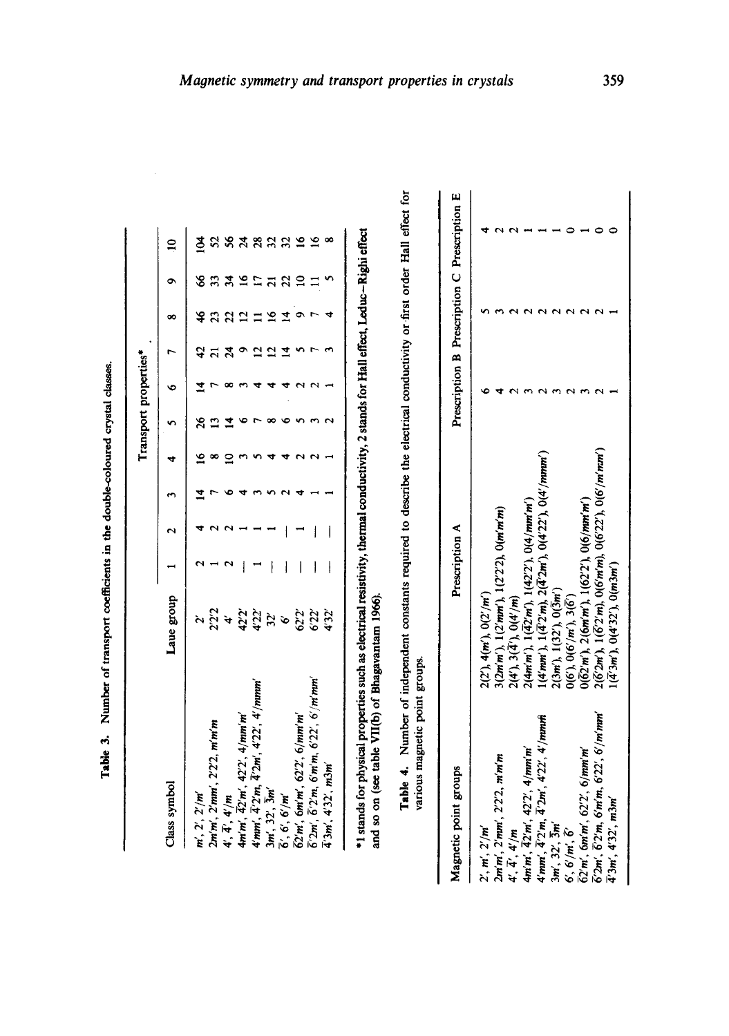**Table 3.** Number of transport coefficients in the double-coloured crystal classes.

| Class symbol | Laue group | Transport properties* | | | | | | | | | |
|---|---|---|---|---|---|---|---|---|---|---|---|
| | | 1 | 2 | 3 | 4 | 5 | 6 | 7 | 8 | 9 | 10 |
| $m'$, $2'$, $2'/m'$ | $2'$ | 2 | 4 | 14 | 16 | 26 | 14 | 42 | 46 | 66 | 104 |
| $2m'm'$, $2'mm'$, $2'2'2$, $m'm'm$ | $2'2'2$ | 1 | 2 | 7 | 8 | 13 | 7 | 21 | 23 | 33 | 52 |
| $4'$, $\bar{4}'$, $4'/m$ | $4'$ | 2 | 2 | 6 | 10 | 14 | 8 | 24 | 22 | 34 | 56 |
| $4m'm'$, $\bar{4}2'm'$, $42'2'$, $4/mm'm'$ | $42'2'$ | — | 1 | 4 | 3 | 6 | 3 | 9 | 12 | 16 | 24 |
| $4'mm'$, $\bar{4}'2'm$, $\bar{4}'2m'$, $4'22'$, $4'/mmm'$ | $4'22'$ | 1 | 1 | 3 | 5 | 7 | 4 | 12 | 11 | 17 | 28 |
| $3m'$, $32'$, $\bar{3}m'$ | $32'$ | — | 1 | 5 | 4 | 8 | 4 | 12 | 16 | 21 | 32 |
| $\bar{6}'$, $6'$, $6'/m'$ | $6'$ | — | — | 2 | 4 | 6 | 4 | 14 | 14 | 22 | 32 |
| $\bar{6}2'm'$, $6m'm'$, $62'2'$, $6/mm'm'$ | $62'2'$ | — | 1 | 4 | 2 | 5 | 2 | 5 | 9 | 10 | 16 |
| $\bar{6}'2m'$, $\bar{6}'2'm$, $6'm'm$, $6'22'$, $6'/m'mm'$ | $6'22'$ | — | — | 1 | 2 | 3 | 2 | 7 | 7 | 11 | 16 |
| $\bar{4}'3m'$, $4'32'$, $m3m'$ | $4'32'$ | — | — | 1 | 1 | 2 | 1 | 3 | 4 | 5 | 8 |

*1 stands for physical properties such as electrical resistivity, thermal conductivity, 2 stands for Hall effect, Leduc–Righi effect and so on (see table VII(b) of Bhagavantam 1966).

**Table 4.** Number of independent constants required to describe the electrical conductivity or first order Hall effect for various magnetic point groups.

| Magnetic point groups | Prescription A | Prescription B | Prescription C | Prescription E |
|---|---|---|---|---|
| $2'$, $m'$, $2'/m'$ | $2(2')$, $4(m')$, $0(2'/m')$ | 6 | 5 | 4 |
| $2m'm'$, $2'mm'$, $2'2'2$, $m'm'm$ | $3(2m'm')$, $1(2'mm')$, $1(2'2'2)$, $0(m'm'm)$ | 4 | 3 | 2 |
| $4'$, $\bar{4}'$, $4'/m$ | $2(4')$, $3(\bar{4}')$, $0(4'/m)$ | 2 | 2 | 2 |
| $4m'm'$, $\bar{4}2'm'$, $42'2'$, $4/mm'm'$ | $2(4m'm')$, $1(\bar{4}2'm')$, $1(42'2')$, $0(4/mm'm')$ | 3 | 2 | 1 |
| $4'mm'$, $\bar{4}'2'm$, $4'22'$, $4'/mmm'$ | $1(4'mm')$, $1(\bar{4}'2'm)$, $2(\bar{4}'2m')$, $0(4'22')$, $0(4'/mmm')$ | 2 | 2 | 1 |
| $3m'$, $32'$, $\bar{3}m'$ | $2(3m')$, $1(32')$, $0(\bar{3}m')$ | 3 | 2 | 1 |
| $6'$, $6'/m'$, $\bar{6}'$ | $0(6')$, $0(6'/m')$, $3(\bar{6}')$ | 2 | 2 | 0 |
| $\bar{6}2'm'$, $6m'm'$, $62'2'$, $6/mm'm'$ | $0(\bar{6}2'm')$, $2(6m'm')$, $1(62'2')$, $0(6/mm'm')$ | 3 | 2 | 1 |
| $\bar{6}'2m'$, $\bar{6}'2'm$, $6'm'm$, $6'22'$, $6'/m'mm'$ | $2(\bar{6}'2m')$, $1(\bar{6}'2'm)$, $0(6'm'm)$, $0(6'22')$, $0(6'/m'mm')$ | 2 | 2 | 0 |
| $\bar{4}'3m'$, $4'32'$, $m3m'$ | $1(\bar{4}'3m')$, $0(4'32')$, $0(m3m')$ | 1 | 1 | 0 |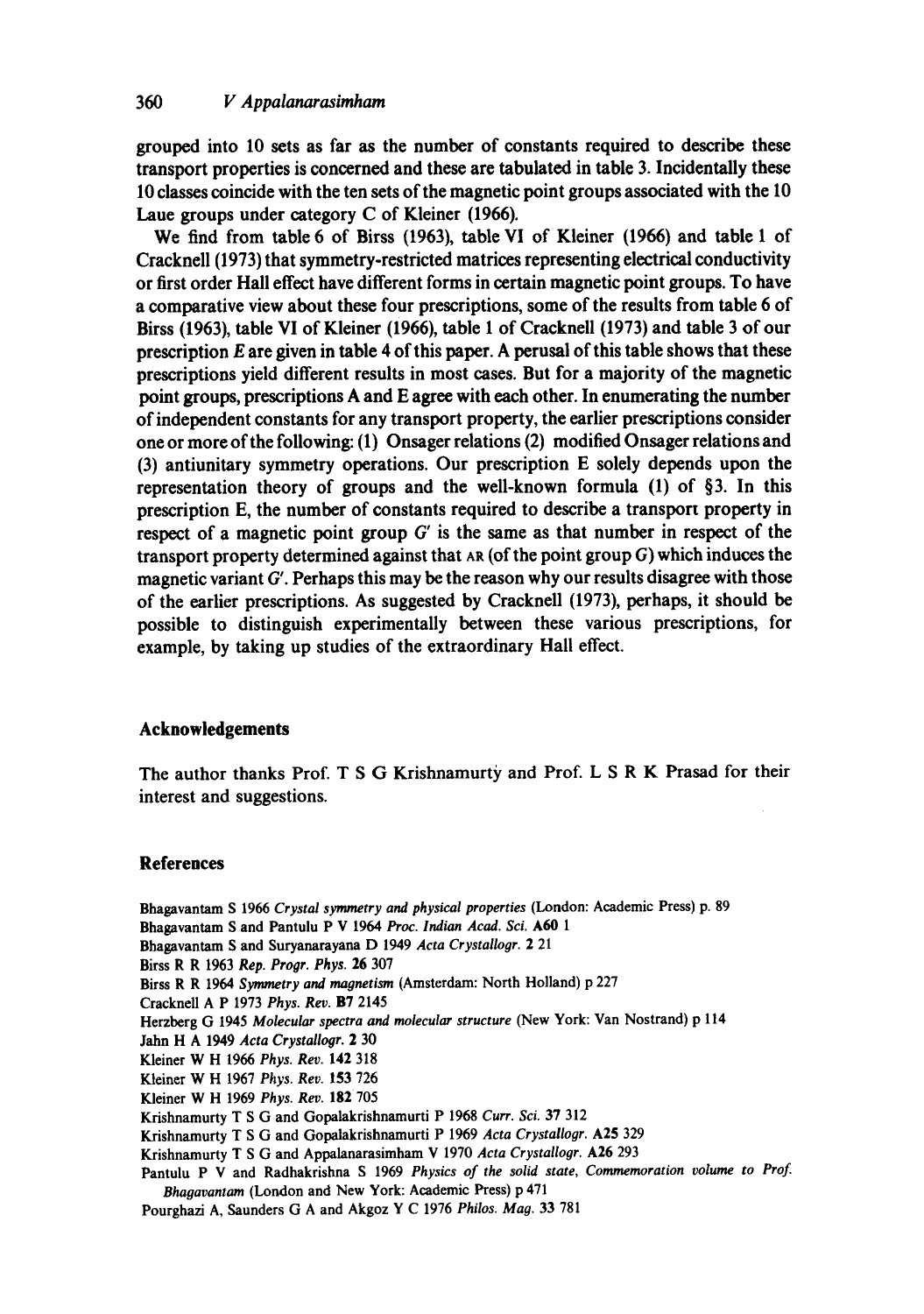grouped into 10 sets as far as the number of constants required to describe these transport properties is concerned and these are tabulated in table 3. Incidentally these 10 classes coincide with the ten sets of the magnetic point groups associated with the 10 Laue groups under category C of Kleiner (1966).

We find from table 6 of Birss (1963), table VI of Kleiner (1966) and table 1 of Cracknell (1973) that symmetry-restricted matrices representing electrical conductivity or first order Hall effect have different forms in certain magnetic point groups. To have a comparative view about these four prescriptions, some of the results from table 6 of Birss (1963), table VI of Kleiner (1966), table 1 of Cracknell (1973) and table 3 of our prescription $E$ are given in table 4 of this paper. A perusal of this table shows that these prescriptions yield different results in most cases. But for a majority of the magnetic point groups, prescriptions A and E agree with each other. In enumerating the number of independent constants for any transport property, the earlier prescriptions consider one or more of the following: (1) Onsager relations (2) modified Onsager relations and (3) antiunitary symmetry operations. Our prescription E solely depends upon the representation theory of groups and the well-known formula (1) of §3. In this prescription E, the number of constants required to describe a transport property in respect of a magnetic point group $G'$ is the same as that number in respect of the transport property determined against that AR (of the point group $G$) which induces the magnetic variant $G'$. Perhaps this may be the reason why our results disagree with those of the earlier prescriptions. As suggested by Cracknell (1973), perhaps, it should be possible to distinguish experimentally between these various prescriptions, for example, by taking up studies of the extraordinary Hall effect.

## Acknowledgements

The author thanks Prof. T S G Krishnamurty and Prof. L S R K Prasad for their interest and suggestions.

## References

Bhagavantam S 1966 *Crystal symmetry and physical properties* (London: Academic Press) p. 89

Bhagavantam S and Pantulu P V 1964 *Proc. Indian Acad. Sci.* **A60** 1

Bhagavantam S and Suryanarayana D 1949 *Acta Crystallogr.* **2** 21

Birss R R 1963 *Rep. Progr. Phys.* **26** 307

Birss R R 1964 *Symmetry and magnetism* (Amsterdam: North Holland) p 227

Cracknell A P 1973 *Phys. Rev.* **B7** 2145

Herzberg G 1945 *Molecular spectra and molecular structure* (New York: Van Nostrand) p 114

Jahn H A 1949 *Acta Crystallogr.* **2** 30

Kleiner W H 1966 *Phys. Rev.* **142** 318

Kleiner W H 1967 *Phys. Rev.* **153** 726

Kleiner W H 1969 *Phys. Rev.* **182** 705

Krishnamurty T S G and Gopalakrishnamurti P 1968 *Curr. Sci.* **37** 312

Krishnamurty T S G and Gopalakrishnamurti P 1969 *Acta Crystallogr.* **A25** 329

Krishnamurty T S G and Appalanarasimham V 1970 *Acta Crystallogr.* **A26** 293

Pantulu P V and Radhakrishna S 1969 *Physics of the solid state, Commemoration volume to Prof. Bhagavantam* (London and New York: Academic Press) p 471

Pourghazi A, Saunders G A and Akgoz Y C 1976 *Philos. Mag.* **33** 781